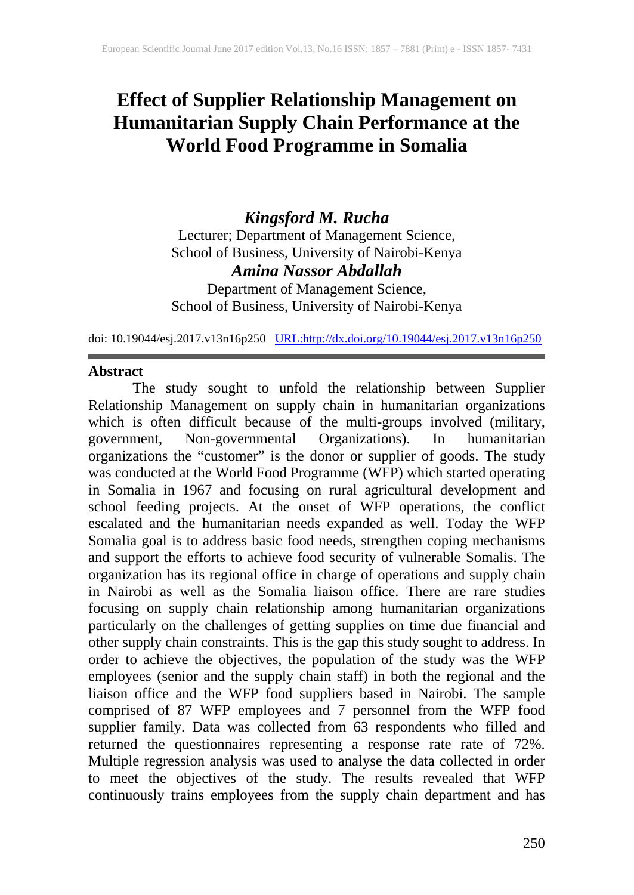# Effect of Supplier Relationship Management on Humanitarian Supply Chain Performance at the World Food Programme in Somalia

***Kingsford M. Rucha***

Lecturer; Department of Management Science,
School of Business, University of Nairobi-Kenya

***Amina Nassor Abdallah***

Department of Management Science,
School of Business, University of Nairobi-Kenya

doi: 10.19044/esj.2017.v13n16p250 URL:http://dx.doi.org/10.19044/esj.2017.v13n16p250

## Abstract

The study sought to unfold the relationship between Supplier Relationship Management on supply chain in humanitarian organizations which is often difficult because of the multi-groups involved (military, government, Non-governmental Organizations). In humanitarian organizations the "customer" is the donor or supplier of goods. The study was conducted at the World Food Programme (WFP) which started operating in Somalia in 1967 and focusing on rural agricultural development and school feeding projects. At the onset of WFP operations, the conflict escalated and the humanitarian needs expanded as well. Today the WFP Somalia goal is to address basic food needs, strengthen coping mechanisms and support the efforts to achieve food security of vulnerable Somalis. The organization has its regional office in charge of operations and supply chain in Nairobi as well as the Somalia liaison office. There are rare studies focusing on supply chain relationship among humanitarian organizations particularly on the challenges of getting supplies on time due financial and other supply chain constraints. This is the gap this study sought to address. In order to achieve the objectives, the population of the study was the WFP employees (senior and the supply chain staff) in both the regional and the liaison office and the WFP food suppliers based in Nairobi. The sample comprised of 87 WFP employees and 7 personnel from the WFP food supplier family. Data was collected from 63 respondents who filled and returned the questionnaires representing a response rate rate of 72%. Multiple regression analysis was used to analyse the data collected in order to meet the objectives of the study. The results revealed that WFP continuously trains employees from the supply chain department and has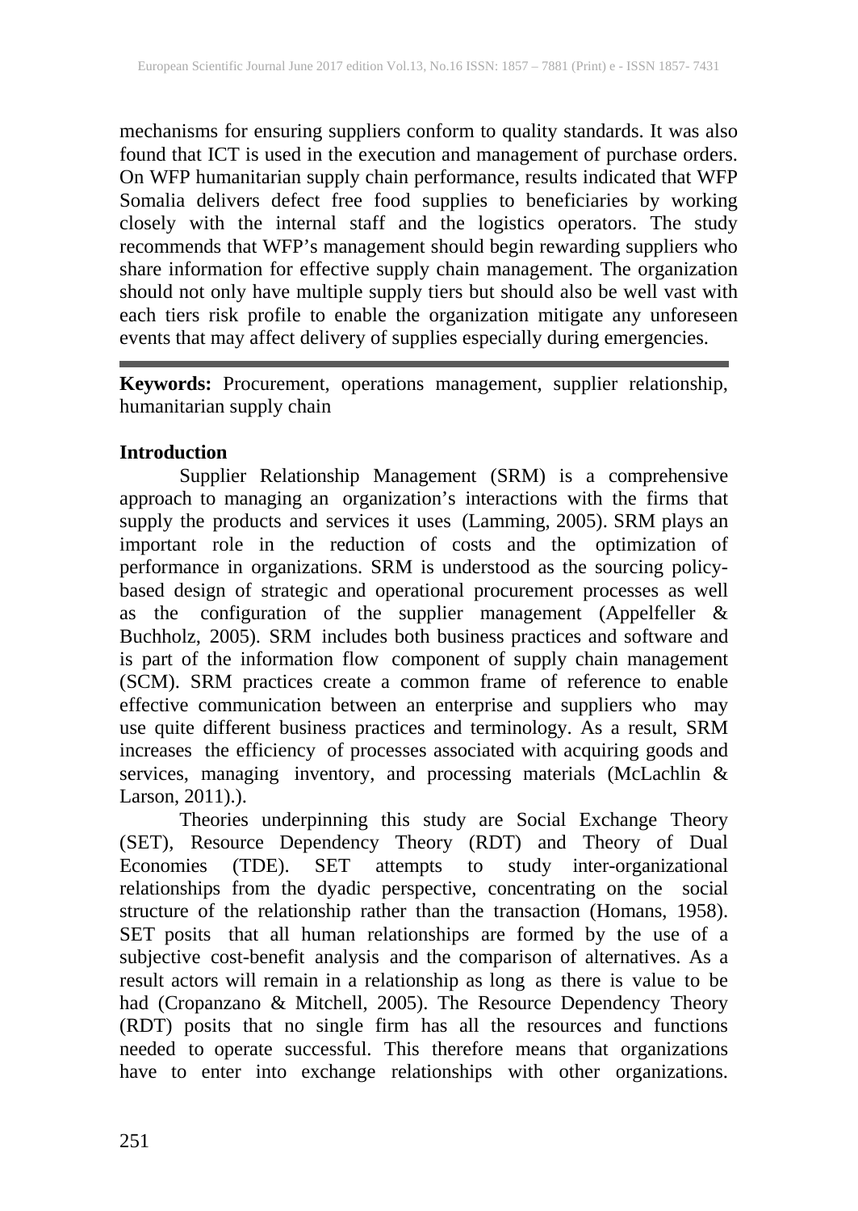mechanisms for ensuring suppliers conform to quality standards. It was also found that ICT is used in the execution and management of purchase orders. On WFP humanitarian supply chain performance, results indicated that WFP Somalia delivers defect free food supplies to beneficiaries by working closely with the internal staff and the logistics operators. The study recommends that WFP's management should begin rewarding suppliers who share information for effective supply chain management. The organization should not only have multiple supply tiers but should also be well vast with each tiers risk profile to enable the organization mitigate any unforeseen events that may affect delivery of supplies especially during emergencies.

---

**Keywords:** Procurement, operations management, supplier relationship, humanitarian supply chain

## Introduction

Supplier Relationship Management (SRM) is a comprehensive approach to managing an organization's interactions with the firms that supply the products and services it uses (Lamming, 2005). SRM plays an important role in the reduction of costs and the optimization of performance in organizations. SRM is understood as the sourcing policy-based design of strategic and operational procurement processes as well as the configuration of the supplier management (Appelfeller & Buchholz, 2005). SRM includes both business practices and software and is part of the information flow component of supply chain management (SCM). SRM practices create a common frame of reference to enable effective communication between an enterprise and suppliers who may use quite different business practices and terminology. As a result, SRM increases the efficiency of processes associated with acquiring goods and services, managing inventory, and processing materials (McLachlin & Larson, 2011).).

Theories underpinning this study are Social Exchange Theory (SET), Resource Dependency Theory (RDT) and Theory of Dual Economies (TDE). SET attempts to study inter-organizational relationships from the dyadic perspective, concentrating on the social structure of the relationship rather than the transaction (Homans, 1958). SET posits that all human relationships are formed by the use of a subjective cost-benefit analysis and the comparison of alternatives. As a result actors will remain in a relationship as long as there is value to be had (Cropanzano & Mitchell, 2005). The Resource Dependency Theory (RDT) posits that no single firm has all the resources and functions needed to operate successful. This therefore means that organizations have to enter into exchange relationships with other organizations.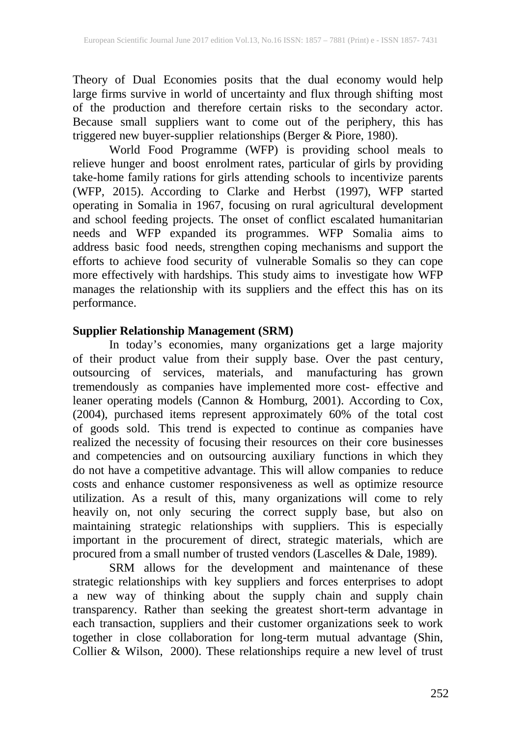Theory of Dual Economies posits that the dual economy would help large firms survive in world of uncertainty and flux through shifting most of the production and therefore certain risks to the secondary actor. Because small suppliers want to come out of the periphery, this has triggered new buyer-supplier relationships (Berger & Piore, 1980).

World Food Programme (WFP) is providing school meals to relieve hunger and boost enrolment rates, particular of girls by providing take-home family rations for girls attending schools to incentivize parents (WFP, 2015). According to Clarke and Herbst (1997), WFP started operating in Somalia in 1967, focusing on rural agricultural development and school feeding projects. The onset of conflict escalated humanitarian needs and WFP expanded its programmes. WFP Somalia aims to address basic food needs, strengthen coping mechanisms and support the efforts to achieve food security of vulnerable Somalis so they can cope more effectively with hardships. This study aims to investigate how WFP manages the relationship with its suppliers and the effect this has on its performance.

**Supplier Relationship Management (SRM)**

In today's economies, many organizations get a large majority of their product value from their supply base. Over the past century, outsourcing of services, materials, and manufacturing has grown tremendously as companies have implemented more cost- effective and leaner operating models (Cannon & Homburg, 2001). According to Cox, (2004), purchased items represent approximately 60% of the total cost of goods sold. This trend is expected to continue as companies have realized the necessity of focusing their resources on their core businesses and competencies and on outsourcing auxiliary functions in which they do not have a competitive advantage. This will allow companies to reduce costs and enhance customer responsiveness as well as optimize resource utilization. As a result of this, many organizations will come to rely heavily on, not only securing the correct supply base, but also on maintaining strategic relationships with suppliers. This is especially important in the procurement of direct, strategic materials, which are procured from a small number of trusted vendors (Lascelles & Dale, 1989).

SRM allows for the development and maintenance of these strategic relationships with key suppliers and forces enterprises to adopt a new way of thinking about the supply chain and supply chain transparency. Rather than seeking the greatest short-term advantage in each transaction, suppliers and their customer organizations seek to work together in close collaboration for long-term mutual advantage (Shin, Collier & Wilson, 2000). These relationships require a new level of trust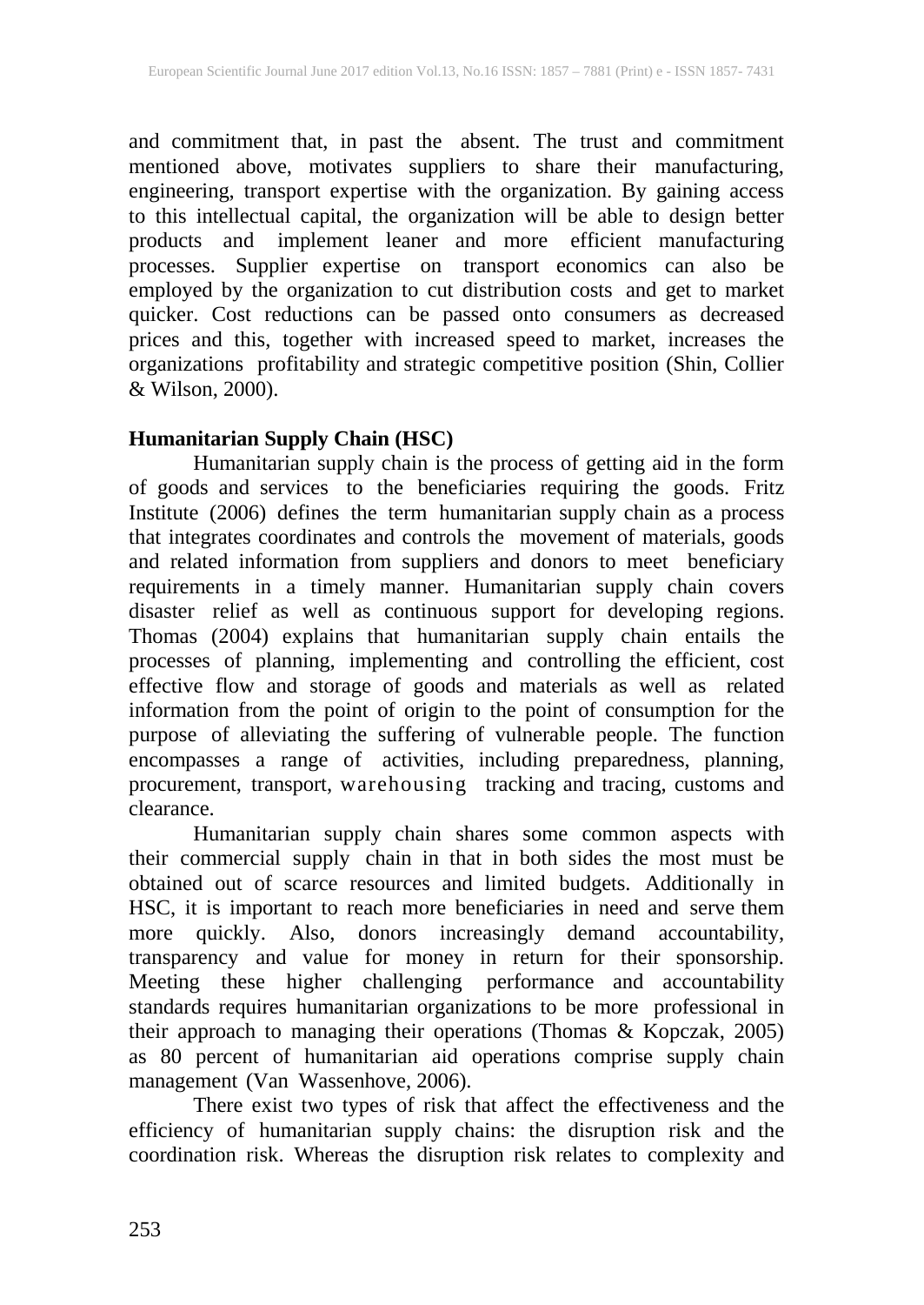and commitment that, in past the absent. The trust and commitment mentioned above, motivates suppliers to share their manufacturing, engineering, transport expertise with the organization. By gaining access to this intellectual capital, the organization will be able to design better products and implement leaner and more efficient manufacturing processes. Supplier expertise on transport economics can also be employed by the organization to cut distribution costs and get to market quicker. Cost reductions can be passed onto consumers as decreased prices and this, together with increased speed to market, increases the organizations profitability and strategic competitive position (Shin, Collier & Wilson, 2000).

**Humanitarian Supply Chain (HSC)**

Humanitarian supply chain is the process of getting aid in the form of goods and services to the beneficiaries requiring the goods. Fritz Institute (2006) defines the term humanitarian supply chain as a process that integrates coordinates and controls the movement of materials, goods and related information from suppliers and donors to meet beneficiary requirements in a timely manner. Humanitarian supply chain covers disaster relief as well as continuous support for developing regions. Thomas (2004) explains that humanitarian supply chain entails the processes of planning, implementing and controlling the efficient, cost effective flow and storage of goods and materials as well as related information from the point of origin to the point of consumption for the purpose of alleviating the suffering of vulnerable people. The function encompasses a range of activities, including preparedness, planning, procurement, transport, warehousing tracking and tracing, customs and clearance.

Humanitarian supply chain shares some common aspects with their commercial supply chain in that in both sides the most must be obtained out of scarce resources and limited budgets. Additionally in HSC, it is important to reach more beneficiaries in need and serve them more quickly. Also, donors increasingly demand accountability, transparency and value for money in return for their sponsorship. Meeting these higher challenging performance and accountability standards requires humanitarian organizations to be more professional in their approach to managing their operations (Thomas & Kopczak, 2005) as 80 percent of humanitarian aid operations comprise supply chain management (Van Wassenhove, 2006).

There exist two types of risk that affect the effectiveness and the efficiency of humanitarian supply chains: the disruption risk and the coordination risk. Whereas the disruption risk relates to complexity and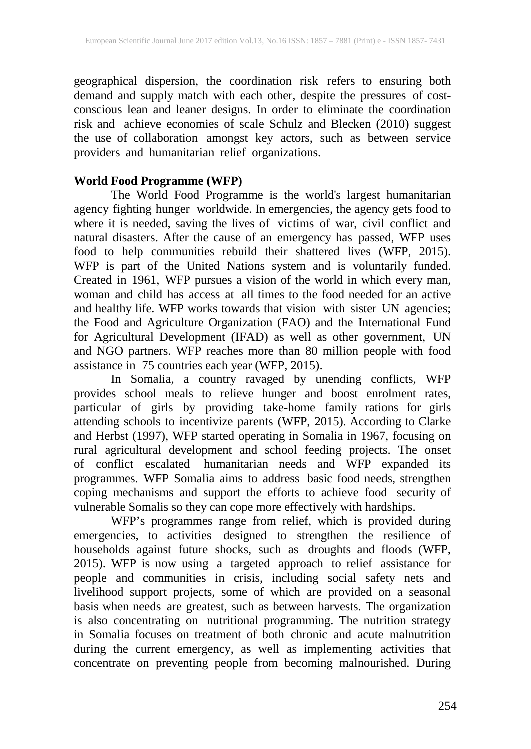geographical dispersion, the coordination risk refers to ensuring both demand and supply match with each other, despite the pressures of cost-conscious lean and leaner designs. In order to eliminate the coordination risk and achieve economies of scale Schulz and Blecken (2010) suggest the use of collaboration amongst key actors, such as between service providers and humanitarian relief organizations.

**World Food Programme (WFP)**

The World Food Programme is the world's largest humanitarian agency fighting hunger worldwide. In emergencies, the agency gets food to where it is needed, saving the lives of victims of war, civil conflict and natural disasters. After the cause of an emergency has passed, WFP uses food to help communities rebuild their shattered lives (WFP, 2015). WFP is part of the United Nations system and is voluntarily funded. Created in 1961, WFP pursues a vision of the world in which every man, woman and child has access at all times to the food needed for an active and healthy life. WFP works towards that vision with sister UN agencies; the Food and Agriculture Organization (FAO) and the International Fund for Agricultural Development (IFAD) as well as other government, UN and NGO partners. WFP reaches more than 80 million people with food assistance in 75 countries each year (WFP, 2015).

In Somalia, a country ravaged by unending conflicts, WFP provides school meals to relieve hunger and boost enrolment rates, particular of girls by providing take-home family rations for girls attending schools to incentivize parents (WFP, 2015). According to Clarke and Herbst (1997), WFP started operating in Somalia in 1967, focusing on rural agricultural development and school feeding projects. The onset of conflict escalated humanitarian needs and WFP expanded its programmes. WFP Somalia aims to address basic food needs, strengthen coping mechanisms and support the efforts to achieve food security of vulnerable Somalis so they can cope more effectively with hardships.

WFP's programmes range from relief, which is provided during emergencies, to activities designed to strengthen the resilience of households against future shocks, such as droughts and floods (WFP, 2015). WFP is now using a targeted approach to relief assistance for people and communities in crisis, including social safety nets and livelihood support projects, some of which are provided on a seasonal basis when needs are greatest, such as between harvests. The organization is also concentrating on nutritional programming. The nutrition strategy in Somalia focuses on treatment of both chronic and acute malnutrition during the current emergency, as well as implementing activities that concentrate on preventing people from becoming malnourished. During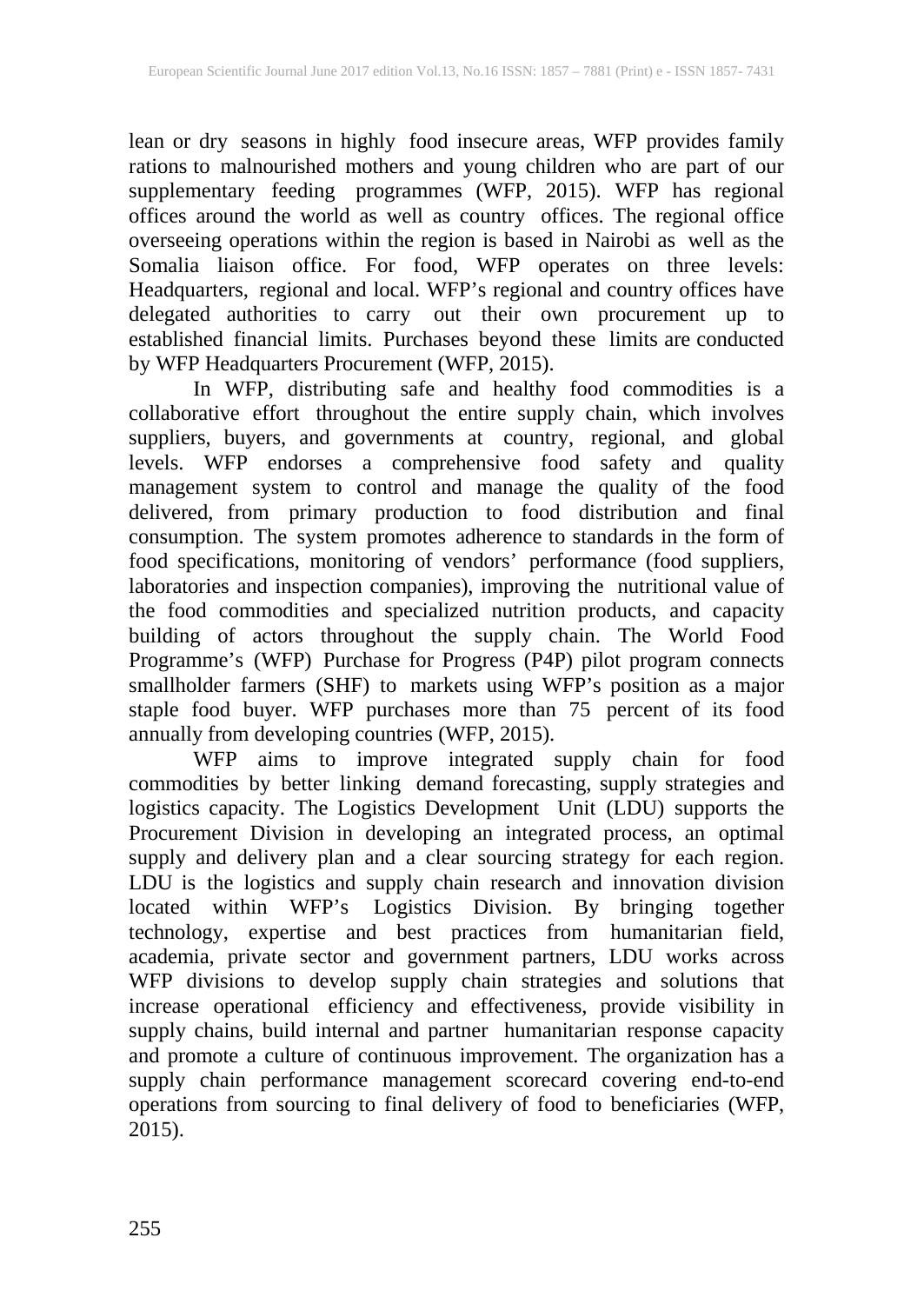lean or dry seasons in highly food insecure areas, WFP provides family rations to malnourished mothers and young children who are part of our supplementary feeding programmes (WFP, 2015). WFP has regional offices around the world as well as country offices. The regional office overseeing operations within the region is based in Nairobi as well as the Somalia liaison office. For food, WFP operates on three levels: Headquarters, regional and local. WFP's regional and country offices have delegated authorities to carry out their own procurement up to established financial limits. Purchases beyond these limits are conducted by WFP Headquarters Procurement (WFP, 2015).

In WFP, distributing safe and healthy food commodities is a collaborative effort throughout the entire supply chain, which involves suppliers, buyers, and governments at country, regional, and global levels. WFP endorses a comprehensive food safety and quality management system to control and manage the quality of the food delivered, from primary production to food distribution and final consumption. The system promotes adherence to standards in the form of food specifications, monitoring of vendors' performance (food suppliers, laboratories and inspection companies), improving the nutritional value of the food commodities and specialized nutrition products, and capacity building of actors throughout the supply chain. The World Food Programme's (WFP) Purchase for Progress (P4P) pilot program connects smallholder farmers (SHF) to markets using WFP's position as a major staple food buyer. WFP purchases more than 75 percent of its food annually from developing countries (WFP, 2015).

WFP aims to improve integrated supply chain for food commodities by better linking demand forecasting, supply strategies and logistics capacity. The Logistics Development Unit (LDU) supports the Procurement Division in developing an integrated process, an optimal supply and delivery plan and a clear sourcing strategy for each region. LDU is the logistics and supply chain research and innovation division located within WFP's Logistics Division. By bringing together technology, expertise and best practices from humanitarian field, academia, private sector and government partners, LDU works across WFP divisions to develop supply chain strategies and solutions that increase operational efficiency and effectiveness, provide visibility in supply chains, build internal and partner humanitarian response capacity and promote a culture of continuous improvement. The organization has a supply chain performance management scorecard covering end-to-end operations from sourcing to final delivery of food to beneficiaries (WFP, 2015).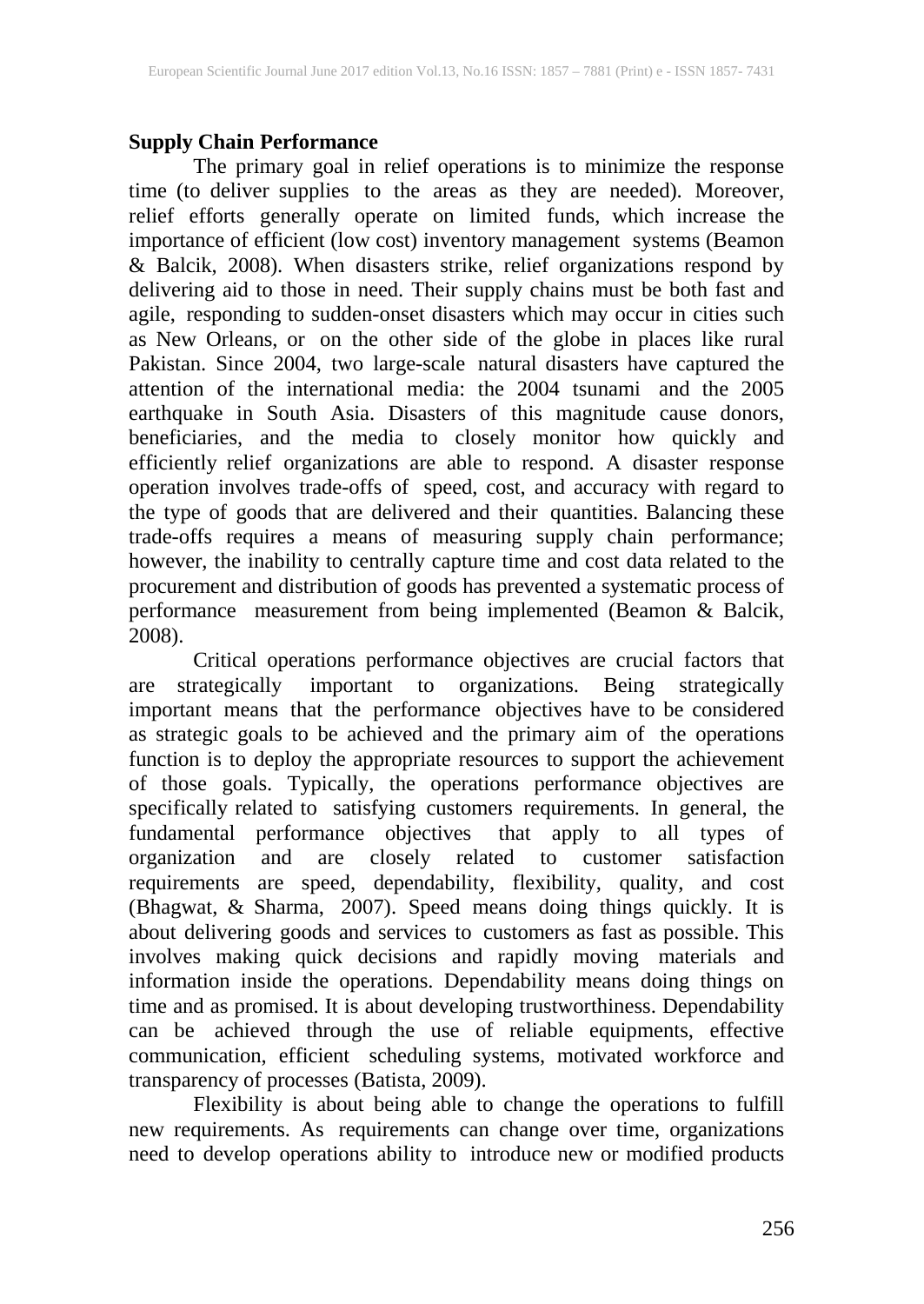**Supply Chain Performance**

The primary goal in relief operations is to minimize the response time (to deliver supplies to the areas as they are needed). Moreover, relief efforts generally operate on limited funds, which increase the importance of efficient (low cost) inventory management systems (Beamon & Balcik, 2008). When disasters strike, relief organizations respond by delivering aid to those in need. Their supply chains must be both fast and agile, responding to sudden-onset disasters which may occur in cities such as New Orleans, or on the other side of the globe in places like rural Pakistan. Since 2004, two large-scale natural disasters have captured the attention of the international media: the 2004 tsunami and the 2005 earthquake in South Asia. Disasters of this magnitude cause donors, beneficiaries, and the media to closely monitor how quickly and efficiently relief organizations are able to respond. A disaster response operation involves trade-offs of speed, cost, and accuracy with regard to the type of goods that are delivered and their quantities. Balancing these trade-offs requires a means of measuring supply chain performance; however, the inability to centrally capture time and cost data related to the procurement and distribution of goods has prevented a systematic process of performance measurement from being implemented (Beamon & Balcik, 2008).

Critical operations performance objectives are crucial factors that are strategically important to organizations. Being strategically important means that the performance objectives have to be considered as strategic goals to be achieved and the primary aim of the operations function is to deploy the appropriate resources to support the achievement of those goals. Typically, the operations performance objectives are specifically related to satisfying customers requirements. In general, the fundamental performance objectives that apply to all types of organization and are closely related to customer satisfaction requirements are speed, dependability, flexibility, quality, and cost (Bhagwat, & Sharma, 2007). Speed means doing things quickly. It is about delivering goods and services to customers as fast as possible. This involves making quick decisions and rapidly moving materials and information inside the operations. Dependability means doing things on time and as promised. It is about developing trustworthiness. Dependability can be achieved through the use of reliable equipments, effective communication, efficient scheduling systems, motivated workforce and transparency of processes (Batista, 2009).

Flexibility is about being able to change the operations to fulfill new requirements. As requirements can change over time, organizations need to develop operations ability to introduce new or modified products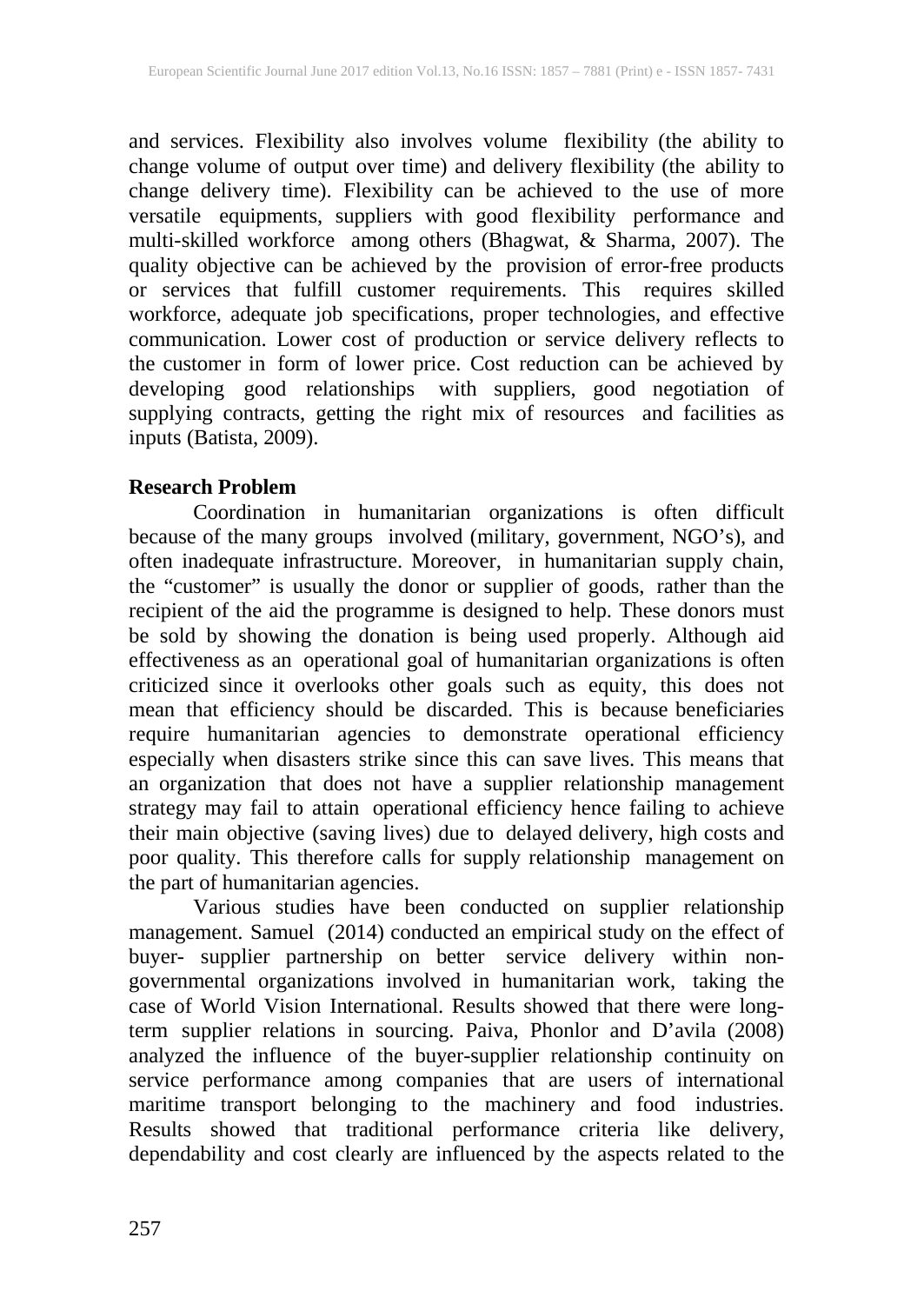and services. Flexibility also involves volume flexibility (the ability to change volume of output over time) and delivery flexibility (the ability to change delivery time). Flexibility can be achieved to the use of more versatile equipments, suppliers with good flexibility performance and multi-skilled workforce among others (Bhagwat, & Sharma, 2007). The quality objective can be achieved by the provision of error-free products or services that fulfill customer requirements. This requires skilled workforce, adequate job specifications, proper technologies, and effective communication. Lower cost of production or service delivery reflects to the customer in form of lower price. Cost reduction can be achieved by developing good relationships with suppliers, good negotiation of supplying contracts, getting the right mix of resources and facilities as inputs (Batista, 2009).

**Research Problem**

Coordination in humanitarian organizations is often difficult because of the many groups involved (military, government, NGO's), and often inadequate infrastructure. Moreover, in humanitarian supply chain, the "customer" is usually the donor or supplier of goods, rather than the recipient of the aid the programme is designed to help. These donors must be sold by showing the donation is being used properly. Although aid effectiveness as an operational goal of humanitarian organizations is often criticized since it overlooks other goals such as equity, this does not mean that efficiency should be discarded. This is because beneficiaries require humanitarian agencies to demonstrate operational efficiency especially when disasters strike since this can save lives. This means that an organization that does not have a supplier relationship management strategy may fail to attain operational efficiency hence failing to achieve their main objective (saving lives) due to delayed delivery, high costs and poor quality. This therefore calls for supply relationship management on the part of humanitarian agencies.

Various studies have been conducted on supplier relationship management. Samuel (2014) conducted an empirical study on the effect of buyer- supplier partnership on better service delivery within non-governmental organizations involved in humanitarian work, taking the case of World Vision International. Results showed that there were long-term supplier relations in sourcing. Paiva, Phonlor and D'avila (2008) analyzed the influence of the buyer-supplier relationship continuity on service performance among companies that are users of international maritime transport belonging to the machinery and food industries. Results showed that traditional performance criteria like delivery, dependability and cost clearly are influenced by the aspects related to the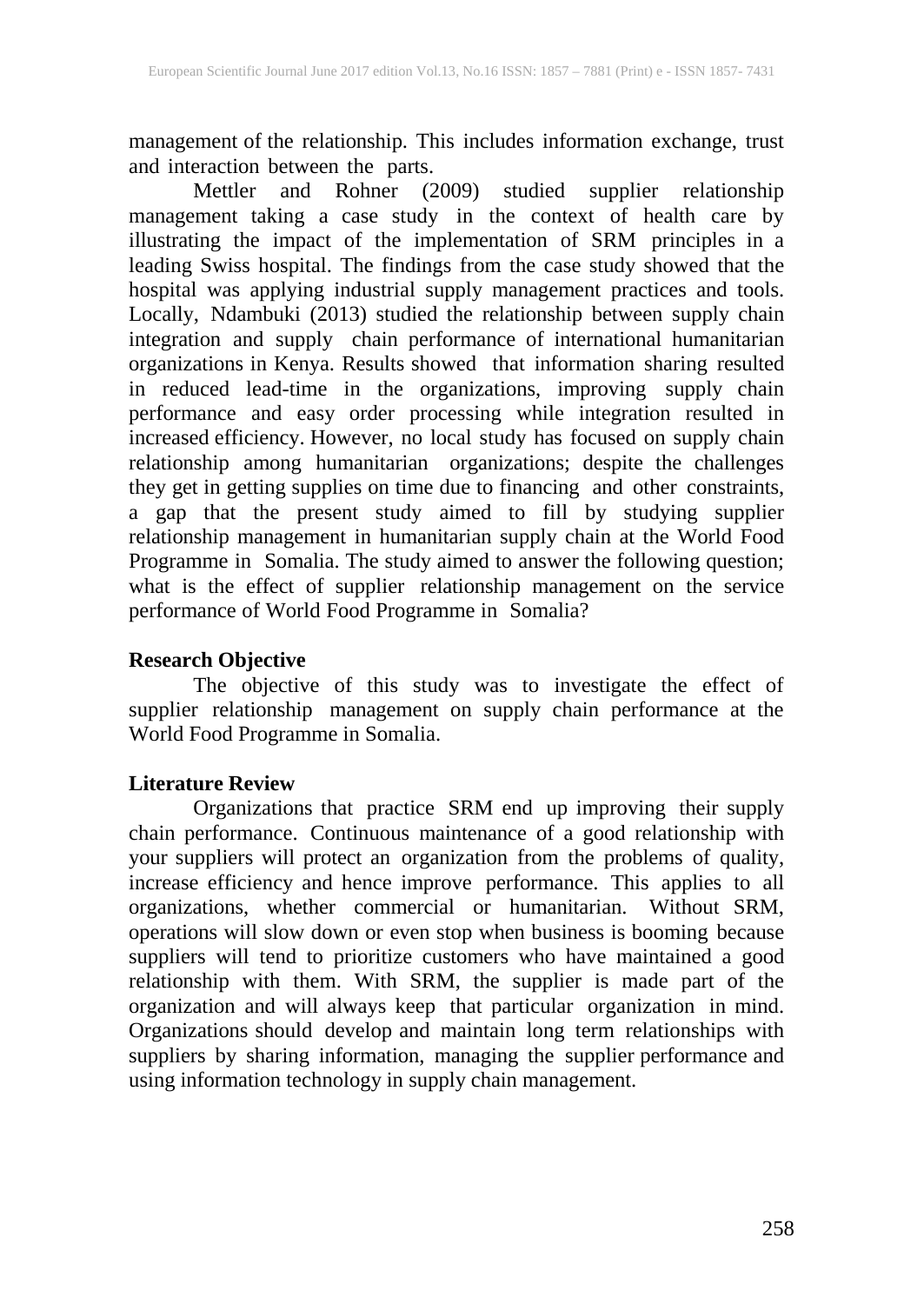management of the relationship. This includes information exchange, trust and interaction between the parts.

Mettler and Rohner (2009) studied supplier relationship management taking a case study in the context of health care by illustrating the impact of the implementation of SRM principles in a leading Swiss hospital. The findings from the case study showed that the hospital was applying industrial supply management practices and tools. Locally, Ndambuki (2013) studied the relationship between supply chain integration and supply chain performance of international humanitarian organizations in Kenya. Results showed that information sharing resulted in reduced lead-time in the organizations, improving supply chain performance and easy order processing while integration resulted in increased efficiency. However, no local study has focused on supply chain relationship among humanitarian organizations; despite the challenges they get in getting supplies on time due to financing and other constraints, a gap that the present study aimed to fill by studying supplier relationship management in humanitarian supply chain at the World Food Programme in Somalia. The study aimed to answer the following question; what is the effect of supplier relationship management on the service performance of World Food Programme in Somalia?

**Research Objective**

The objective of this study was to investigate the effect of supplier relationship management on supply chain performance at the World Food Programme in Somalia.

**Literature Review**

Organizations that practice SRM end up improving their supply chain performance. Continuous maintenance of a good relationship with your suppliers will protect an organization from the problems of quality, increase efficiency and hence improve performance. This applies to all organizations, whether commercial or humanitarian. Without SRM, operations will slow down or even stop when business is booming because suppliers will tend to prioritize customers who have maintained a good relationship with them. With SRM, the supplier is made part of the organization and will always keep that particular organization in mind. Organizations should develop and maintain long term relationships with suppliers by sharing information, managing the supplier performance and using information technology in supply chain management.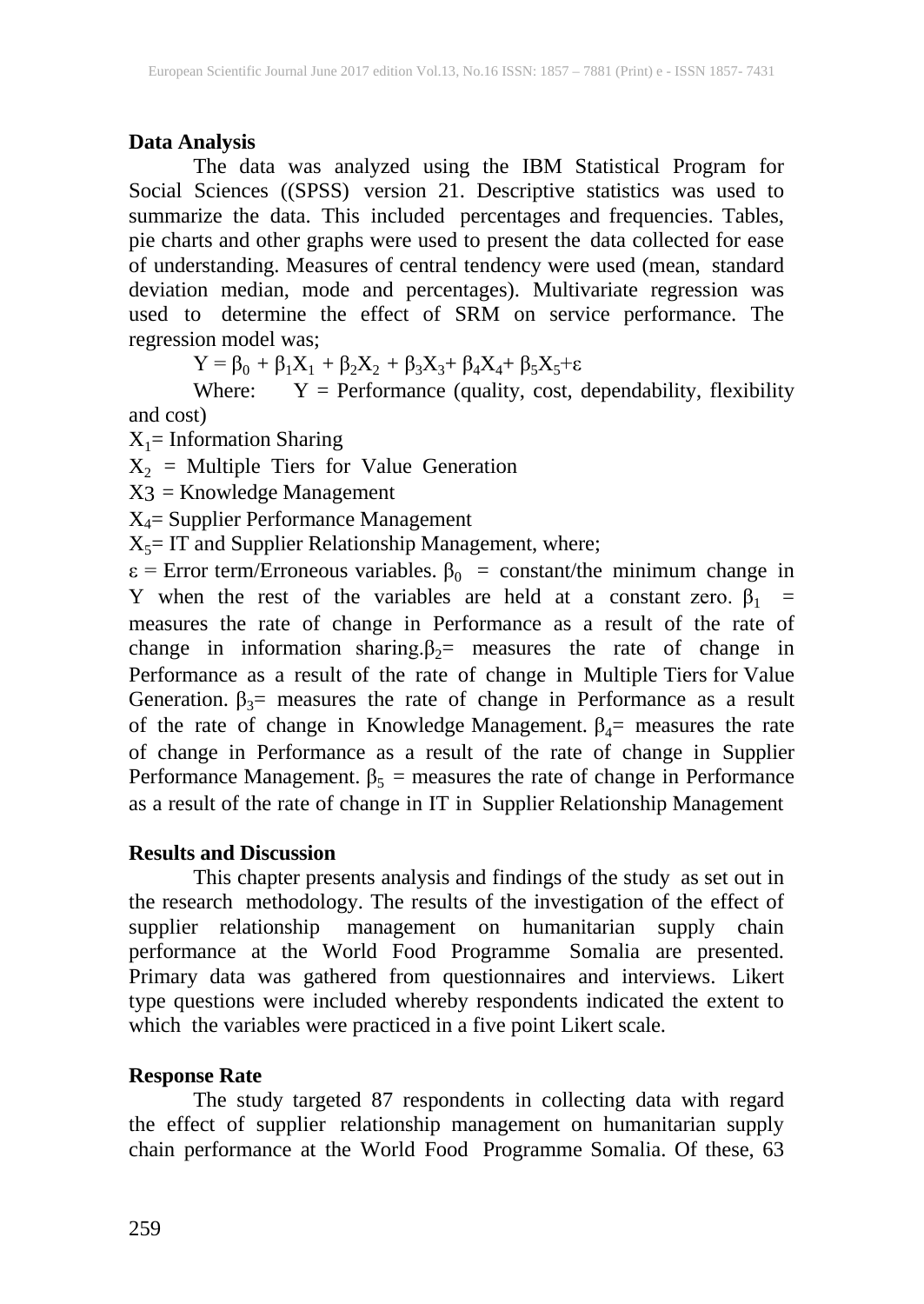**Data Analysis**

The data was analyzed using the IBM Statistical Program for Social Sciences ((SPSS) version 21. Descriptive statistics was used to summarize the data. This included percentages and frequencies. Tables, pie charts and other graphs were used to present the data collected for ease of understanding. Measures of central tendency were used (mean, standard deviation median, mode and percentages). Multivariate regression was used to determine the effect of SRM on service performance. The regression model was;

$$Y = \beta_0 + \beta_1 X_1 + \beta_2 X_2 + \beta_3 X_3 + \beta_4 X_4 + \beta_5 X_5 + \varepsilon$$

Where: $Y$ = Performance (quality, cost, dependability, flexibility and cost)

$X_1$= Information Sharing

$X_2$ = Multiple Tiers for Value Generation

$X_3$ = Knowledge Management

$X_4$= Supplier Performance Management

$X_5$= IT and Supplier Relationship Management, where;

$\varepsilon$ = Error term/Erroneous variables. $\beta_0$ = constant/the minimum change in Y when the rest of the variables are held at a constant zero. $\beta_1$ = measures the rate of change in Performance as a result of the rate of change in information sharing. $\beta_2$= measures the rate of change in Performance as a result of the rate of change in Multiple Tiers for Value Generation. $\beta_3$= measures the rate of change in Performance as a result of the rate of change in Knowledge Management. $\beta_4$= measures the rate of change in Performance as a result of the rate of change in Supplier Performance Management. $\beta_5$ = measures the rate of change in Performance as a result of the rate of change in IT in Supplier Relationship Management

**Results and Discussion**

This chapter presents analysis and findings of the study as set out in the research methodology. The results of the investigation of the effect of supplier relationship management on humanitarian supply chain performance at the World Food Programme Somalia are presented. Primary data was gathered from questionnaires and interviews. Likert type questions were included whereby respondents indicated the extent to which the variables were practiced in a five point Likert scale.

**Response Rate**

The study targeted 87 respondents in collecting data with regard the effect of supplier relationship management on humanitarian supply chain performance at the World Food Programme Somalia. Of these, 63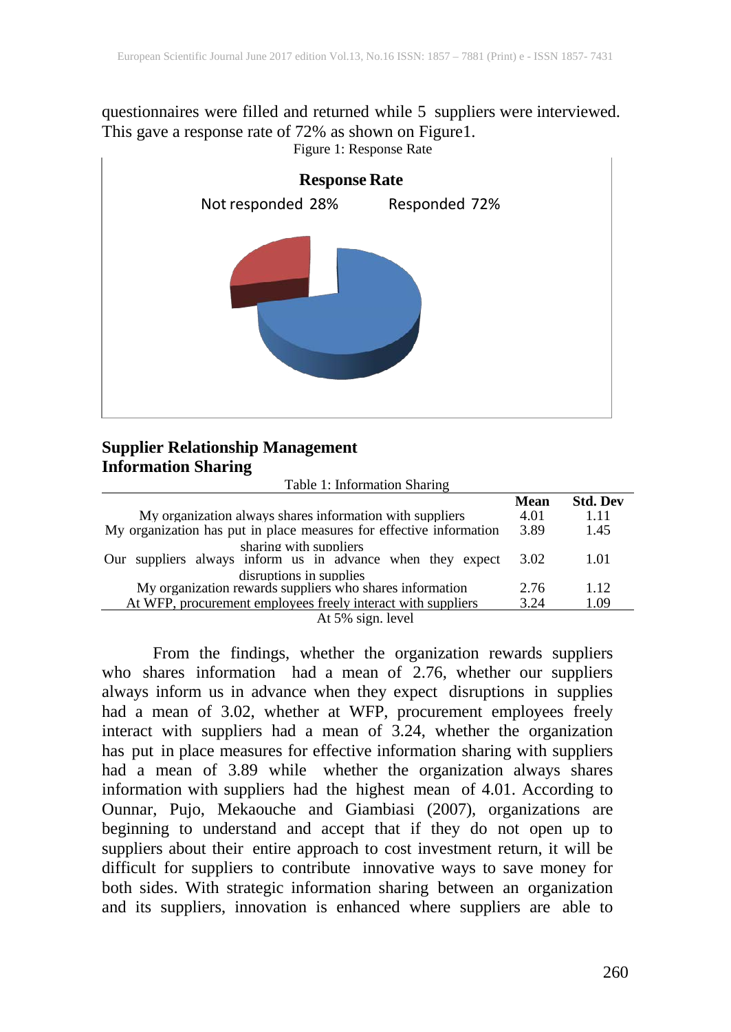questionnaires were filled and returned while 5 suppliers were interviewed. This gave a response rate of 72% as shown on Figure1.

Figure 1: Response Rate

Response Rate

Not responded 28%

Responded 72%

## Supplier Relationship Management

### Information Sharing

Table 1: Information Sharing

| | Mean | Std. Dev |
|---|---|---|
| My organization always shares information with suppliers | 4.01 | 1.11 |
| My organization has put in place measures for effective information sharing with suppliers | 3.89 | 1.45 |
| Our suppliers always inform us in advance when they expect disruptions in supplies | 3.02 | 1.01 |
| My organization rewards suppliers who shares information | 2.76 | 1.12 |
| At WFP, procurement employees freely interact with suppliers | 3.24 | 1.09 |

At 5% sign. level

From the findings, whether the organization rewards suppliers who shares information had a mean of 2.76, whether our suppliers always inform us in advance when they expect disruptions in supplies had a mean of 3.02, whether at WFP, procurement employees freely interact with suppliers had a mean of 3.24, whether the organization has put in place measures for effective information sharing with suppliers had a mean of 3.89 while whether the organization always shares information with suppliers had the highest mean of 4.01. According to Ounnar, Pujo, Mekaouche and Giambiasi (2007), organizations are beginning to understand and accept that if they do not open up to suppliers about their entire approach to cost investment return, it will be difficult for suppliers to contribute innovative ways to save money for both sides. With strategic information sharing between an organization and its suppliers, innovation is enhanced where suppliers are able to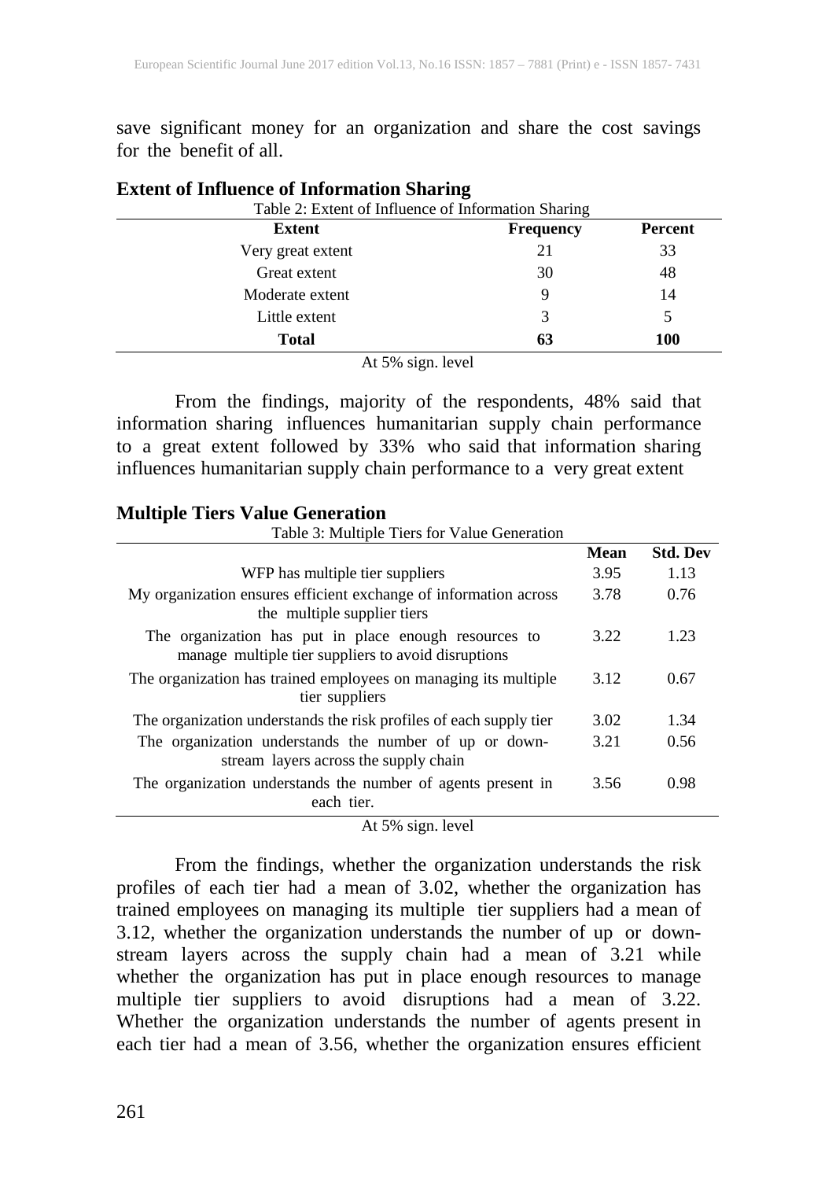save significant money for an organization and share the cost savings for the benefit of all.

### Extent of Influence of Information Sharing

Table 2: Extent of Influence of Information Sharing

| Extent | Frequency | Percent |
|---|---|---|
| Very great extent | 21 | 33 |
| Great extent | 30 | 48 |
| Moderate extent | 9 | 14 |
| Little extent | 3 | 5 |
| **Total** | **63** | **100** |

At 5% sign. level

From the findings, majority of the respondents, 48% said that information sharing influences humanitarian supply chain performance to a great extent followed by 33% who said that information sharing influences humanitarian supply chain performance to a very great extent

### Multiple Tiers Value Generation

Table 3: Multiple Tiers for Value Generation

| | Mean | Std. Dev |
|---|---|---|
| WFP has multiple tier suppliers | 3.95 | 1.13 |
| My organization ensures efficient exchange of information across the multiple supplier tiers | 3.78 | 0.76 |
| The organization has put in place enough resources to manage multiple tier suppliers to avoid disruptions | 3.22 | 1.23 |
| The organization has trained employees on managing its multiple tier suppliers | 3.12 | 0.67 |
| The organization understands the risk profiles of each supply tier | 3.02 | 1.34 |
| The organization understands the number of up or down-stream layers across the supply chain | 3.21 | 0.56 |
| The organization understands the number of agents present in each tier. | 3.56 | 0.98 |

At 5% sign. level

From the findings, whether the organization understands the risk profiles of each tier had a mean of 3.02, whether the organization has trained employees on managing its multiple tier suppliers had a mean of 3.12, whether the organization understands the number of up or down-stream layers across the supply chain had a mean of 3.21 while whether the organization has put in place enough resources to manage multiple tier suppliers to avoid disruptions had a mean of 3.22. Whether the organization understands the number of agents present in each tier had a mean of 3.56, whether the organization ensures efficient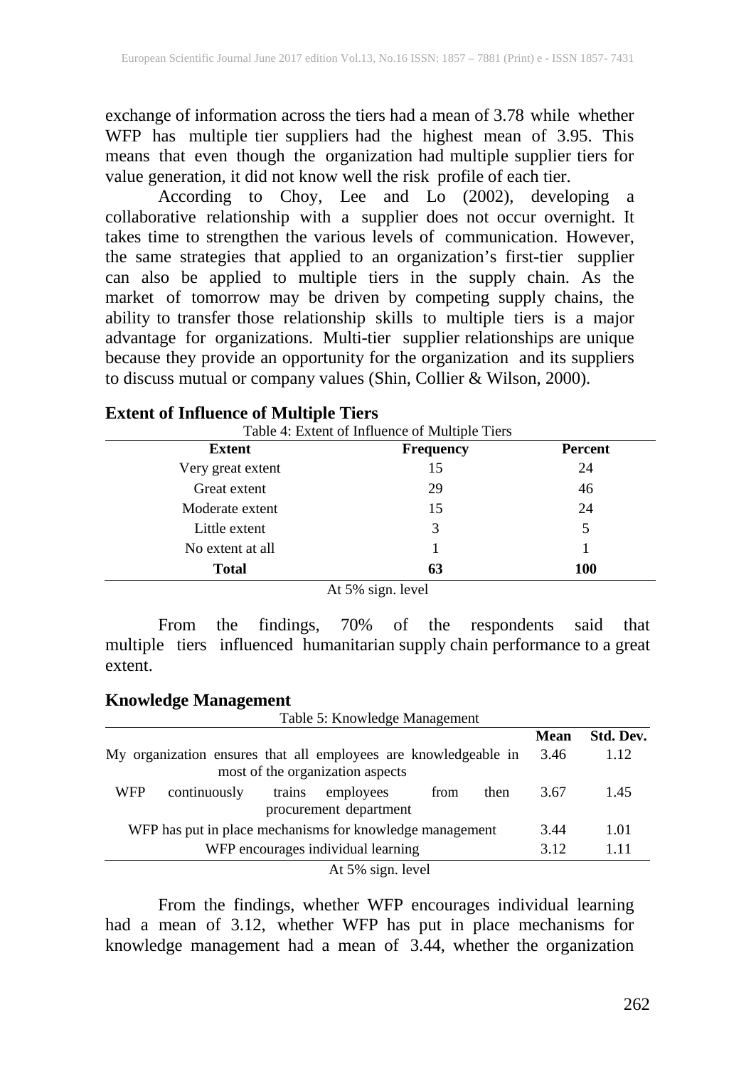exchange of information across the tiers had a mean of 3.78 while whether WFP has multiple tier suppliers had the highest mean of 3.95. This means that even though the organization had multiple supplier tiers for value generation, it did not know well the risk profile of each tier.

According to Choy, Lee and Lo (2002), developing a collaborative relationship with a supplier does not occur overnight. It takes time to strengthen the various levels of communication. However, the same strategies that applied to an organization's first-tier supplier can also be applied to multiple tiers in the supply chain. As the market of tomorrow may be driven by competing supply chains, the ability to transfer those relationship skills to multiple tiers is a major advantage for organizations. Multi-tier supplier relationships are unique because they provide an opportunity for the organization and its suppliers to discuss mutual or company values (Shin, Collier & Wilson, 2000).

### Extent of Influence of Multiple Tiers

Table 4: Extent of Influence of Multiple Tiers

| Extent | Frequency | Percent |
|---|---|---|
| Very great extent | 15 | 24 |
| Great extent | 29 | 46 |
| Moderate extent | 15 | 24 |
| Little extent | 3 | 5 |
| No extent at all | 1 | 1 |
| **Total** | **63** | **100** |

At 5% sign. level

From the findings, 70% of the respondents said that multiple tiers influenced humanitarian supply chain performance to a great extent.

### Knowledge Management

Table 5: Knowledge Management

| | Mean | Std. Dev. |
|---|---|---|
| My organization ensures that all employees are knowledgeable in most of the organization aspects | 3.46 | 1.12 |
| WFP continuously trains employees from then procurement department | 3.67 | 1.45 |
| WFP has put in place mechanisms for knowledge management | 3.44 | 1.01 |
| WFP encourages individual learning | 3.12 | 1.11 |

At 5% sign. level

From the findings, whether WFP encourages individual learning had a mean of 3.12, whether WFP has put in place mechanisms for knowledge management had a mean of 3.44, whether the organization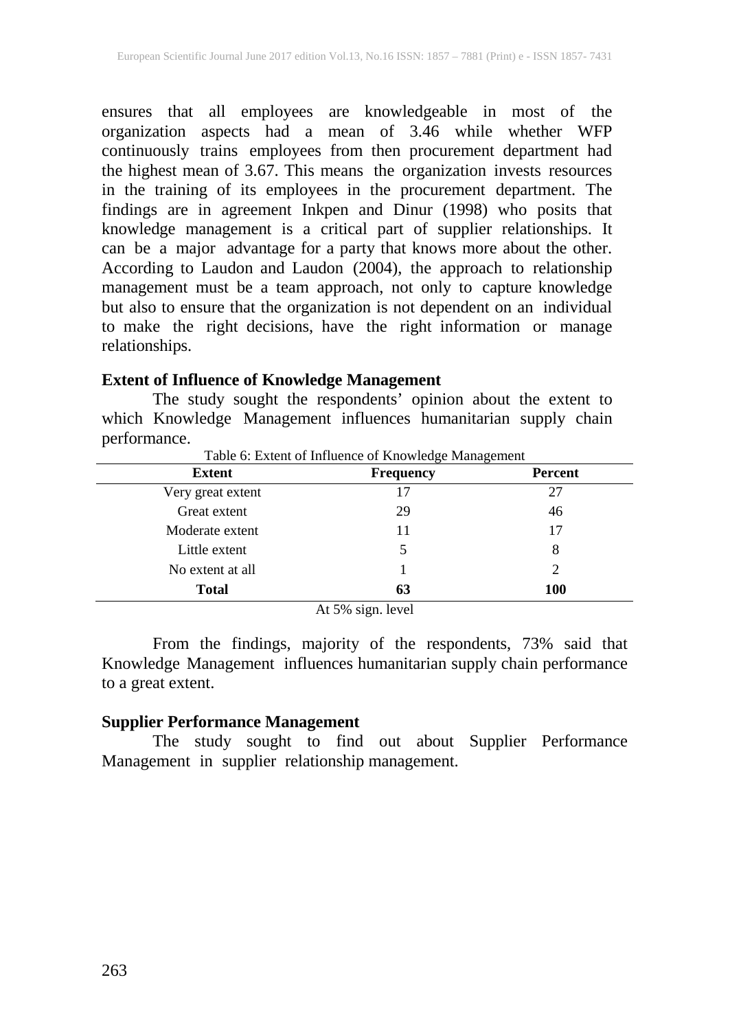ensures that all employees are knowledgeable in most of the organization aspects had a mean of 3.46 while whether WFP continuously trains employees from then procurement department had the highest mean of 3.67. This means the organization invests resources in the training of its employees in the procurement department. The findings are in agreement Inkpen and Dinur (1998) who posits that knowledge management is a critical part of supplier relationships. It can be a major advantage for a party that knows more about the other. According to Laudon and Laudon (2004), the approach to relationship management must be a team approach, not only to capture knowledge but also to ensure that the organization is not dependent on an individual to make the right decisions, have the right information or manage relationships.

**Extent of Influence of Knowledge Management**

The study sought the respondents' opinion about the extent to which Knowledge Management influences humanitarian supply chain performance.

Table 6: Extent of Influence of Knowledge Management

| Extent | Frequency | Percent |
|---|---|---|
| Very great extent | 17 | 27 |
| Great extent | 29 | 46 |
| Moderate extent | 11 | 17 |
| Little extent | 5 | 8 |
| No extent at all | 1 | 2 |
| **Total** | **63** | **100** |

At 5% sign. level

From the findings, majority of the respondents, 73% said that Knowledge Management influences humanitarian supply chain performance to a great extent.

**Supplier Performance Management**

The study sought to find out about Supplier Performance Management in supplier relationship management.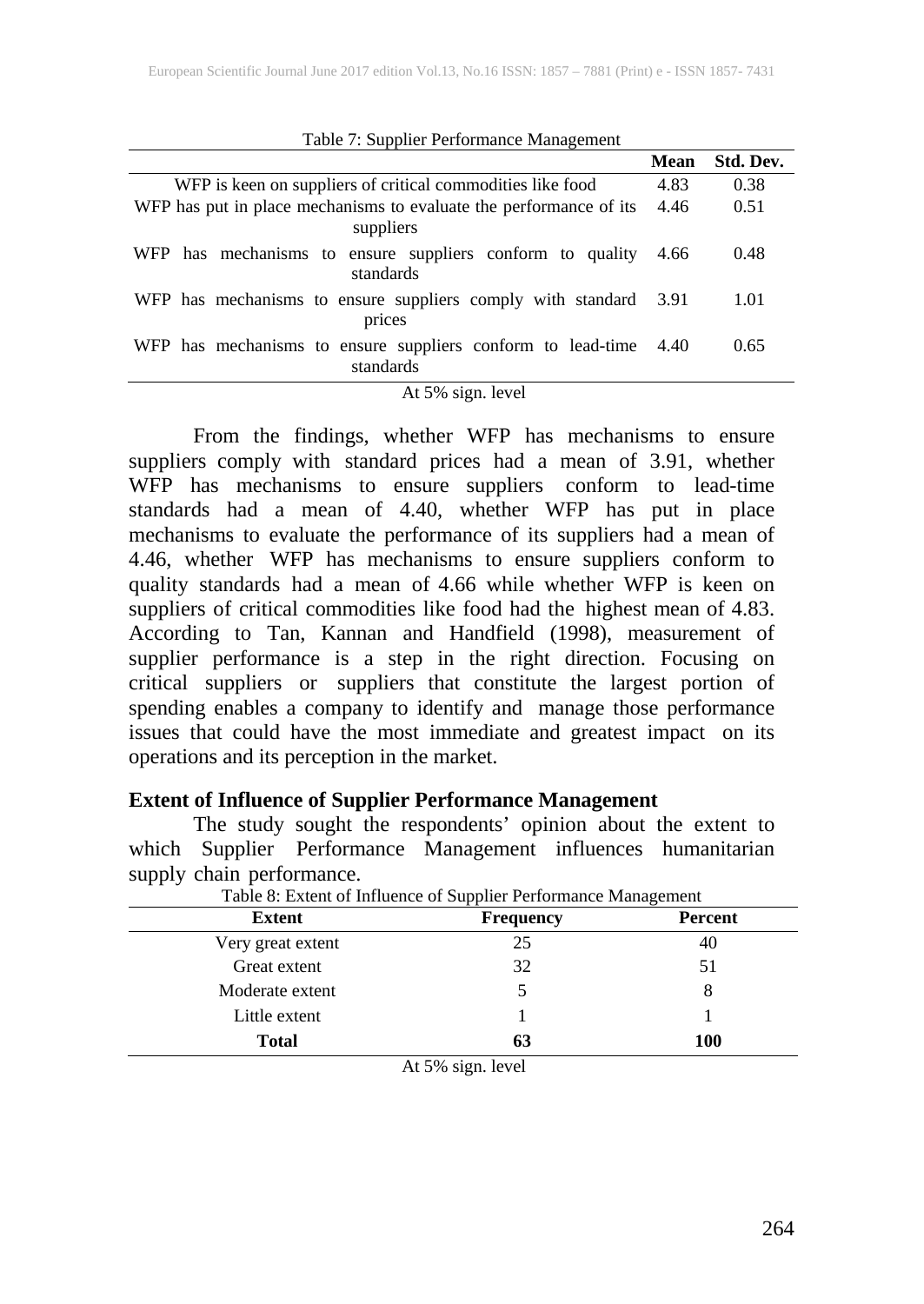Table 7: Supplier Performance Management

| | Mean | Std. Dev. |
|---|---|---|
| WFP is keen on suppliers of critical commodities like food | 4.83 | 0.38 |
| WFP has put in place mechanisms to evaluate the performance of its suppliers | 4.46 | 0.51 |
| WFP has mechanisms to ensure suppliers conform to quality standards | 4.66 | 0.48 |
| WFP has mechanisms to ensure suppliers comply with standard prices | 3.91 | 1.01 |
| WFP has mechanisms to ensure suppliers conform to lead-time standards | 4.40 | 0.65 |

At 5% sign. level

From the findings, whether WFP has mechanisms to ensure suppliers comply with standard prices had a mean of 3.91, whether WFP has mechanisms to ensure suppliers conform to lead-time standards had a mean of 4.40, whether WFP has put in place mechanisms to evaluate the performance of its suppliers had a mean of 4.46, whether WFP has mechanisms to ensure suppliers conform to quality standards had a mean of 4.66 while whether WFP is keen on suppliers of critical commodities like food had the highest mean of 4.83. According to Tan, Kannan and Handfield (1998), measurement of supplier performance is a step in the right direction. Focusing on critical suppliers or suppliers that constitute the largest portion of spending enables a company to identify and manage those performance issues that could have the most immediate and greatest impact on its operations and its perception in the market.

### Extent of Influence of Supplier Performance Management

The study sought the respondents' opinion about the extent to which Supplier Performance Management influences humanitarian supply chain performance.

Table 8: Extent of Influence of Supplier Performance Management

| Extent | Frequency | Percent |
|---|---|---|
| Very great extent | 25 | 40 |
| Great extent | 32 | 51 |
| Moderate extent | 5 | 8 |
| Little extent | 1 | 1 |
| **Total** | **63** | **100** |

At 5% sign. level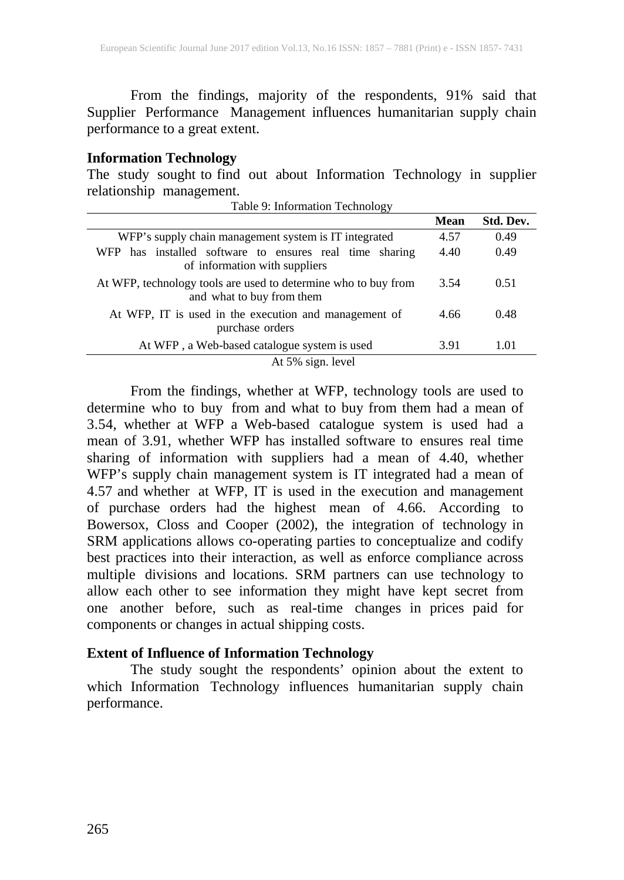From the findings, majority of the respondents, 91% said that Supplier Performance Management influences humanitarian supply chain performance to a great extent.

**Information Technology**

The study sought to find out about Information Technology in supplier relationship management.

Table 9: Information Technology

| | Mean | Std. Dev. |
|---|---|---|
| WFP's supply chain management system is IT integrated | 4.57 | 0.49 |
| WFP has installed software to ensures real time sharing of information with suppliers | 4.40 | 0.49 |
| At WFP, technology tools are used to determine who to buy from and what to buy from them | 3.54 | 0.51 |
| At WFP, IT is used in the execution and management of purchase orders | 4.66 | 0.48 |
| At WFP , a Web-based catalogue system is used | 3.91 | 1.01 |

At 5% sign. level

From the findings, whether at WFP, technology tools are used to determine who to buy from and what to buy from them had a mean of 3.54, whether at WFP a Web-based catalogue system is used had a mean of 3.91, whether WFP has installed software to ensures real time sharing of information with suppliers had a mean of 4.40, whether WFP's supply chain management system is IT integrated had a mean of 4.57 and whether at WFP, IT is used in the execution and management of purchase orders had the highest mean of 4.66. According to Bowersox, Closs and Cooper (2002), the integration of technology in SRM applications allows co-operating parties to conceptualize and codify best practices into their interaction, as well as enforce compliance across multiple divisions and locations. SRM partners can use technology to allow each other to see information they might have kept secret from one another before, such as real-time changes in prices paid for components or changes in actual shipping costs.

**Extent of Influence of Information Technology**

The study sought the respondents' opinion about the extent to which Information Technology influences humanitarian supply chain performance.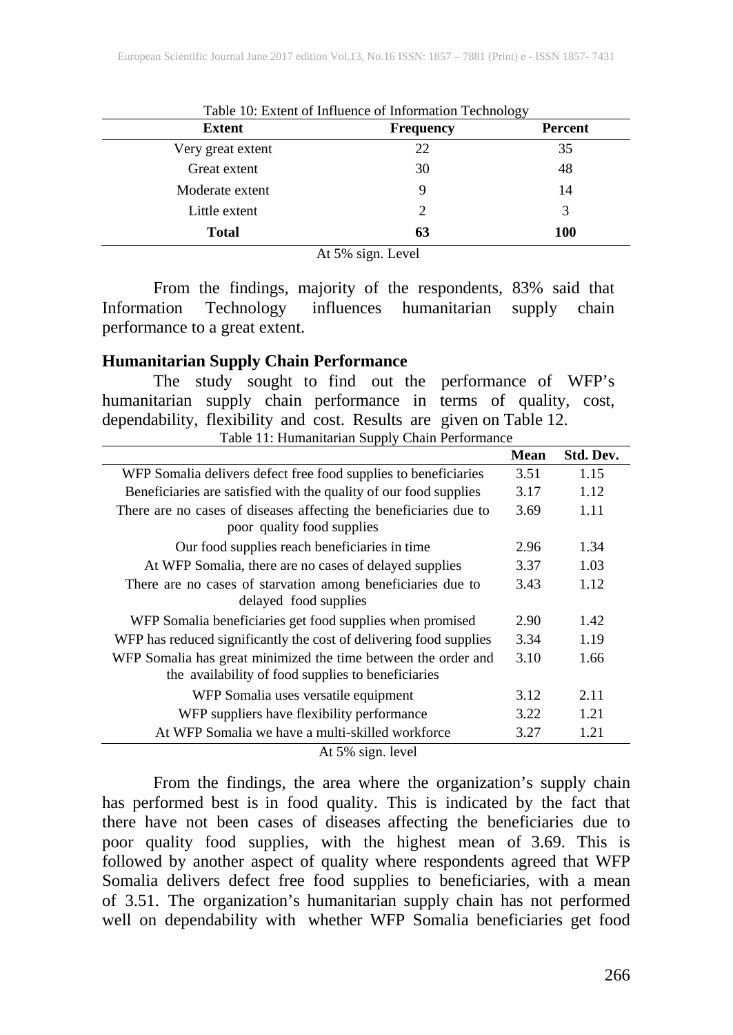Table 10: Extent of Influence of Information Technology

| Extent | Frequency | Percent |
|---|---|---|
| Very great extent | 22 | 35 |
| Great extent | 30 | 48 |
| Moderate extent | 9 | 14 |
| Little extent | 2 | 3 |
| **Total** | **63** | **100** |

At 5% sign. Level

From the findings, majority of the respondents, 83% said that Information Technology influences humanitarian supply chain performance to a great extent.

## Humanitarian Supply Chain Performance

The study sought to find out the performance of WFP's humanitarian supply chain performance in terms of quality, cost, dependability, flexibility and cost. Results are given on Table 12.

Table 11: Humanitarian Supply Chain Performance

| | Mean | Std. Dev. |
|---|---|---|
| WFP Somalia delivers defect free food supplies to beneficiaries | 3.51 | 1.15 |
| Beneficiaries are satisfied with the quality of our food supplies | 3.17 | 1.12 |
| There are no cases of diseases affecting the beneficiaries due to poor quality food supplies | 3.69 | 1.11 |
| Our food supplies reach beneficiaries in time | 2.96 | 1.34 |
| At WFP Somalia, there are no cases of delayed supplies | 3.37 | 1.03 |
| There are no cases of starvation among beneficiaries due to delayed food supplies | 3.43 | 1.12 |
| WFP Somalia beneficiaries get food supplies when promised | 2.90 | 1.42 |
| WFP has reduced significantly the cost of delivering food supplies | 3.34 | 1.19 |
| WFP Somalia has great minimized the time between the order and the availability of food supplies to beneficiaries | 3.10 | 1.66 |
| WFP Somalia uses versatile equipment | 3.12 | 2.11 |
| WFP suppliers have flexibility performance | 3.22 | 1.21 |
| At WFP Somalia we have a multi-skilled workforce | 3.27 | 1.21 |

At 5% sign. level

From the findings, the area where the organization's supply chain has performed best is in food quality. This is indicated by the fact that there have not been cases of diseases affecting the beneficiaries due to poor quality food supplies, with the highest mean of 3.69. This is followed by another aspect of quality where respondents agreed that WFP Somalia delivers defect free food supplies to beneficiaries, with a mean of 3.51. The organization's humanitarian supply chain has not performed well on dependability with whether WFP Somalia beneficiaries get food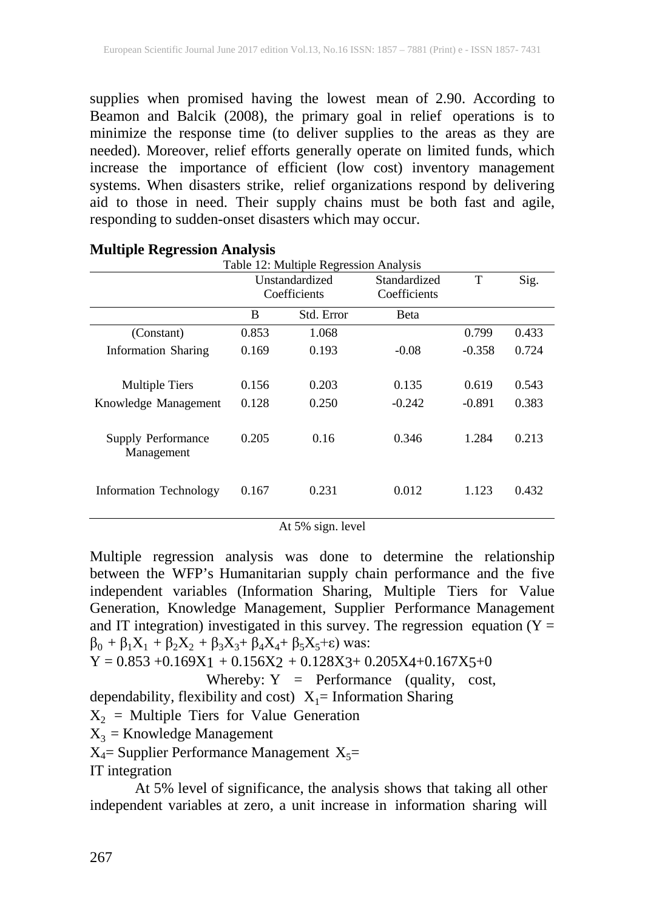supplies when promised having the lowest mean of 2.90. According to Beamon and Balcik (2008), the primary goal in relief operations is to minimize the response time (to deliver supplies to the areas as they are needed). Moreover, relief efforts generally operate on limited funds, which increase the importance of efficient (low cost) inventory management systems. When disasters strike, relief organizations respond by delivering aid to those in need. Their supply chains must be both fast and agile, responding to sudden-onset disasters which may occur.

**Multiple Regression Analysis**

Table 12: Multiple Regression Analysis

| | Unstandardized Coefficients | | Standardized Coefficients | T | Sig. |
|---|---|---|---|---|---|
| | B | Std. Error | Beta | | |
| (Constant) | 0.853 | 1.068 | | 0.799 | 0.433 |
| Information Sharing | 0.169 | 0.193 | -0.08 | -0.358 | 0.724 |
| Multiple Tiers | 0.156 | 0.203 | 0.135 | 0.619 | 0.543 |
| Knowledge Management | 0.128 | 0.250 | -0.242 | -0.891 | 0.383 |
| Supply Performance Management | 0.205 | 0.16 | 0.346 | 1.284 | 0.213 |
| Information Technology | 0.167 | 0.231 | 0.012 | 1.123 | 0.432 |

At 5% sign. level

Multiple regression analysis was done to determine the relationship between the WFP's Humanitarian supply chain performance and the five independent variables (Information Sharing, Multiple Tiers for Value Generation, Knowledge Management, Supplier Performance Management and IT integration) investigated in this survey. The regression equation ($Y = \beta_0 + \beta_1X_1 + \beta_2X_2 + \beta_3X_3 + \beta_4X_4 + \beta_5X_5 + \varepsilon$) was:

$Y = 0.853 + 0.169X1 + 0.156X2 + 0.128X3 + 0.205X4 + 0.167X5 + 0$

Whereby: $Y$ = Performance (quality, cost, dependability, flexibility and cost) $X_1$= Information Sharing

$X_2$ = Multiple Tiers for Value Generation

$X_3$ = Knowledge Management

$X_4$= Supplier Performance Management $X_5$=
IT integration

At 5% level of significance, the analysis shows that taking all other independent variables at zero, a unit increase in information sharing will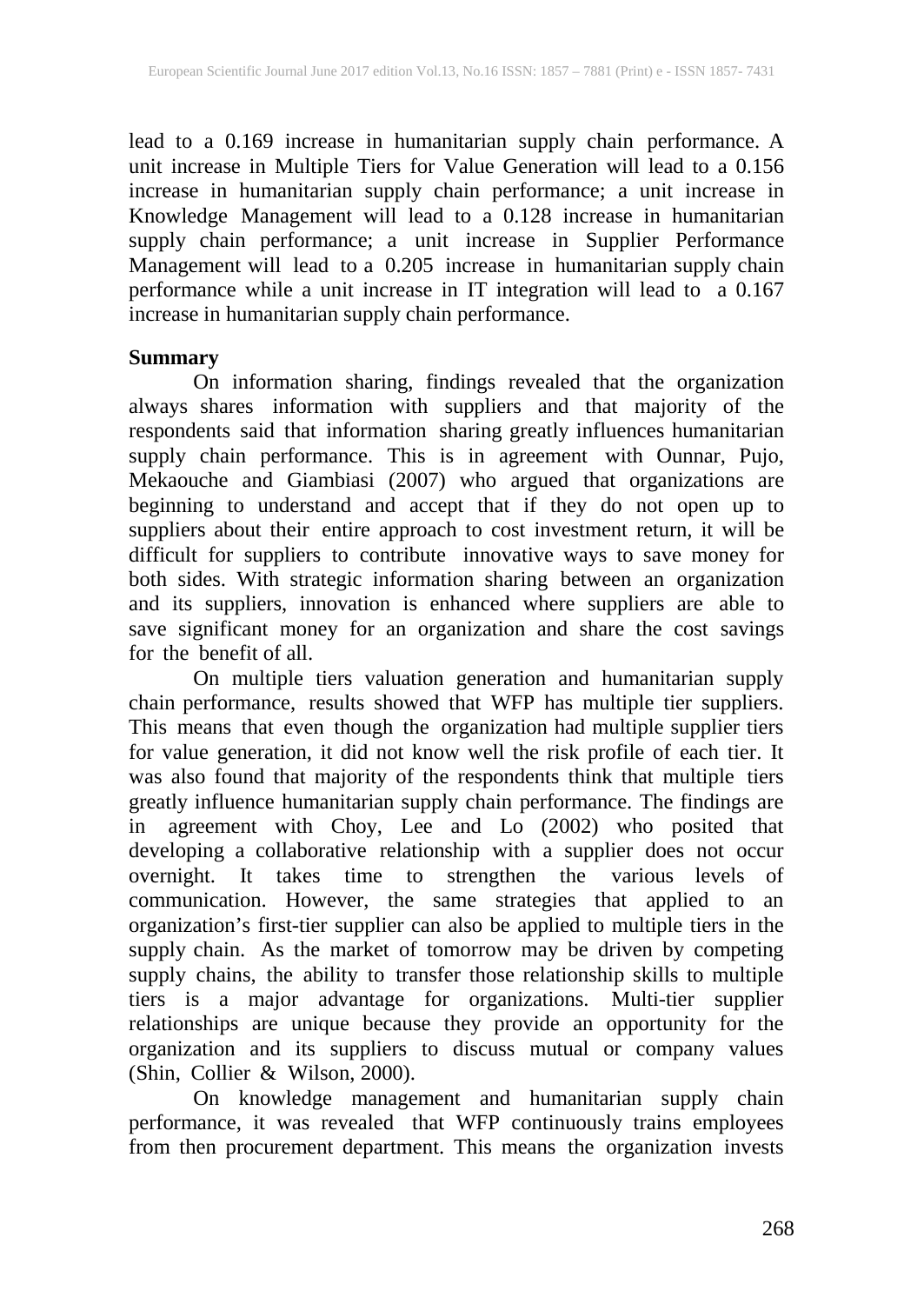lead to a 0.169 increase in humanitarian supply chain performance. A unit increase in Multiple Tiers for Value Generation will lead to a 0.156 increase in humanitarian supply chain performance; a unit increase in Knowledge Management will lead to a 0.128 increase in humanitarian supply chain performance; a unit increase in Supplier Performance Management will lead to a 0.205 increase in humanitarian supply chain performance while a unit increase in IT integration will lead to a 0.167 increase in humanitarian supply chain performance.

**Summary**

On information sharing, findings revealed that the organization always shares information with suppliers and that majority of the respondents said that information sharing greatly influences humanitarian supply chain performance. This is in agreement with Ounnar, Pujo, Mekaouche and Giambiasi (2007) who argued that organizations are beginning to understand and accept that if they do not open up to suppliers about their entire approach to cost investment return, it will be difficult for suppliers to contribute innovative ways to save money for both sides. With strategic information sharing between an organization and its suppliers, innovation is enhanced where suppliers are able to save significant money for an organization and share the cost savings for the benefit of all.

On multiple tiers valuation generation and humanitarian supply chain performance, results showed that WFP has multiple tier suppliers. This means that even though the organization had multiple supplier tiers for value generation, it did not know well the risk profile of each tier. It was also found that majority of the respondents think that multiple tiers greatly influence humanitarian supply chain performance. The findings are in agreement with Choy, Lee and Lo (2002) who posited that developing a collaborative relationship with a supplier does not occur overnight. It takes time to strengthen the various levels of communication. However, the same strategies that applied to an organization's first-tier supplier can also be applied to multiple tiers in the supply chain. As the market of tomorrow may be driven by competing supply chains, the ability to transfer those relationship skills to multiple tiers is a major advantage for organizations. Multi-tier supplier relationships are unique because they provide an opportunity for the organization and its suppliers to discuss mutual or company values (Shin, Collier & Wilson, 2000).

On knowledge management and humanitarian supply chain performance, it was revealed that WFP continuously trains employees from then procurement department. This means the organization invests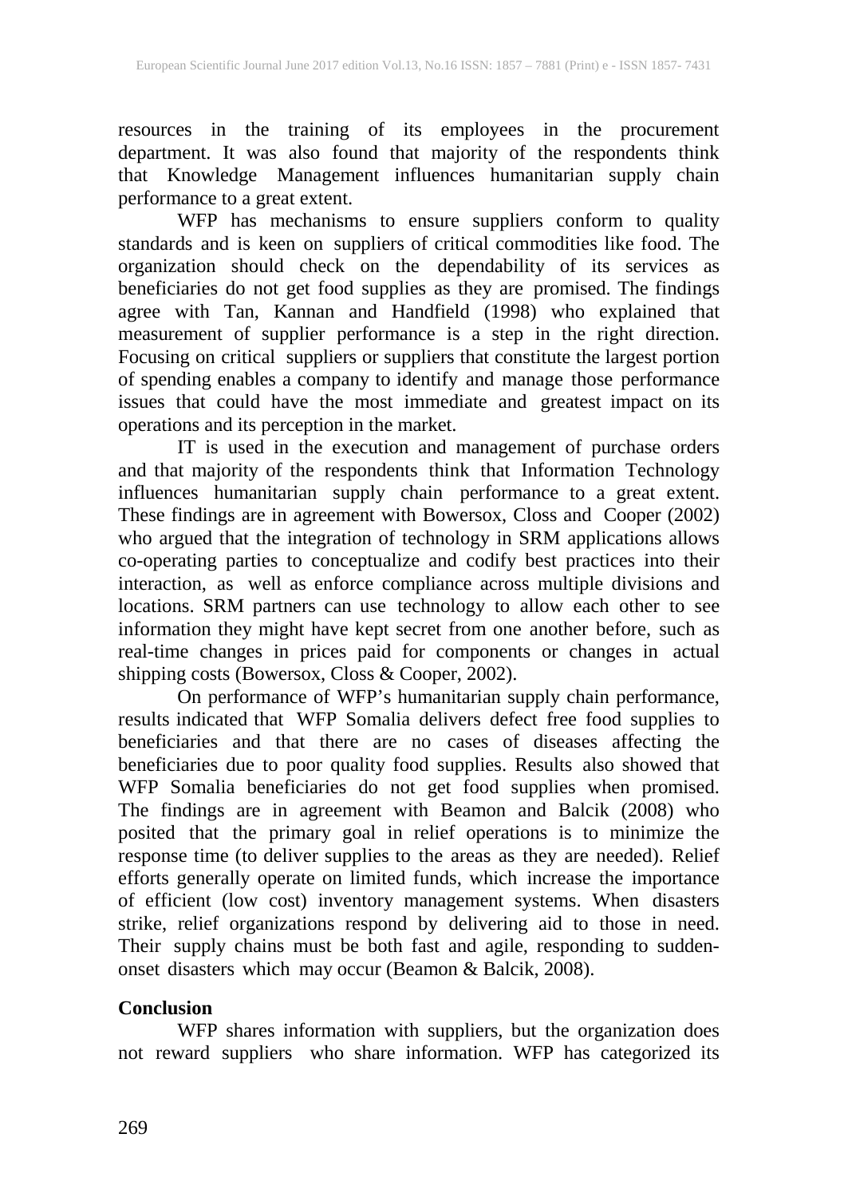resources in the training of its employees in the procurement department. It was also found that majority of the respondents think that Knowledge Management influences humanitarian supply chain performance to a great extent.

WFP has mechanisms to ensure suppliers conform to quality standards and is keen on suppliers of critical commodities like food. The organization should check on the dependability of its services as beneficiaries do not get food supplies as they are promised. The findings agree with Tan, Kannan and Handfield (1998) who explained that measurement of supplier performance is a step in the right direction. Focusing on critical suppliers or suppliers that constitute the largest portion of spending enables a company to identify and manage those performance issues that could have the most immediate and greatest impact on its operations and its perception in the market.

IT is used in the execution and management of purchase orders and that majority of the respondents think that Information Technology influences humanitarian supply chain performance to a great extent. These findings are in agreement with Bowersox, Closs and Cooper (2002) who argued that the integration of technology in SRM applications allows co-operating parties to conceptualize and codify best practices into their interaction, as well as enforce compliance across multiple divisions and locations. SRM partners can use technology to allow each other to see information they might have kept secret from one another before, such as real-time changes in prices paid for components or changes in actual shipping costs (Bowersox, Closs & Cooper, 2002).

On performance of WFP's humanitarian supply chain performance, results indicated that WFP Somalia delivers defect free food supplies to beneficiaries and that there are no cases of diseases affecting the beneficiaries due to poor quality food supplies. Results also showed that WFP Somalia beneficiaries do not get food supplies when promised. The findings are in agreement with Beamon and Balcik (2008) who posited that the primary goal in relief operations is to minimize the response time (to deliver supplies to the areas as they are needed). Relief efforts generally operate on limited funds, which increase the importance of efficient (low cost) inventory management systems. When disasters strike, relief organizations respond by delivering aid to those in need. Their supply chains must be both fast and agile, responding to sudden-onset disasters which may occur (Beamon & Balcik, 2008).

## Conclusion

WFP shares information with suppliers, but the organization does not reward suppliers who share information. WFP has categorized its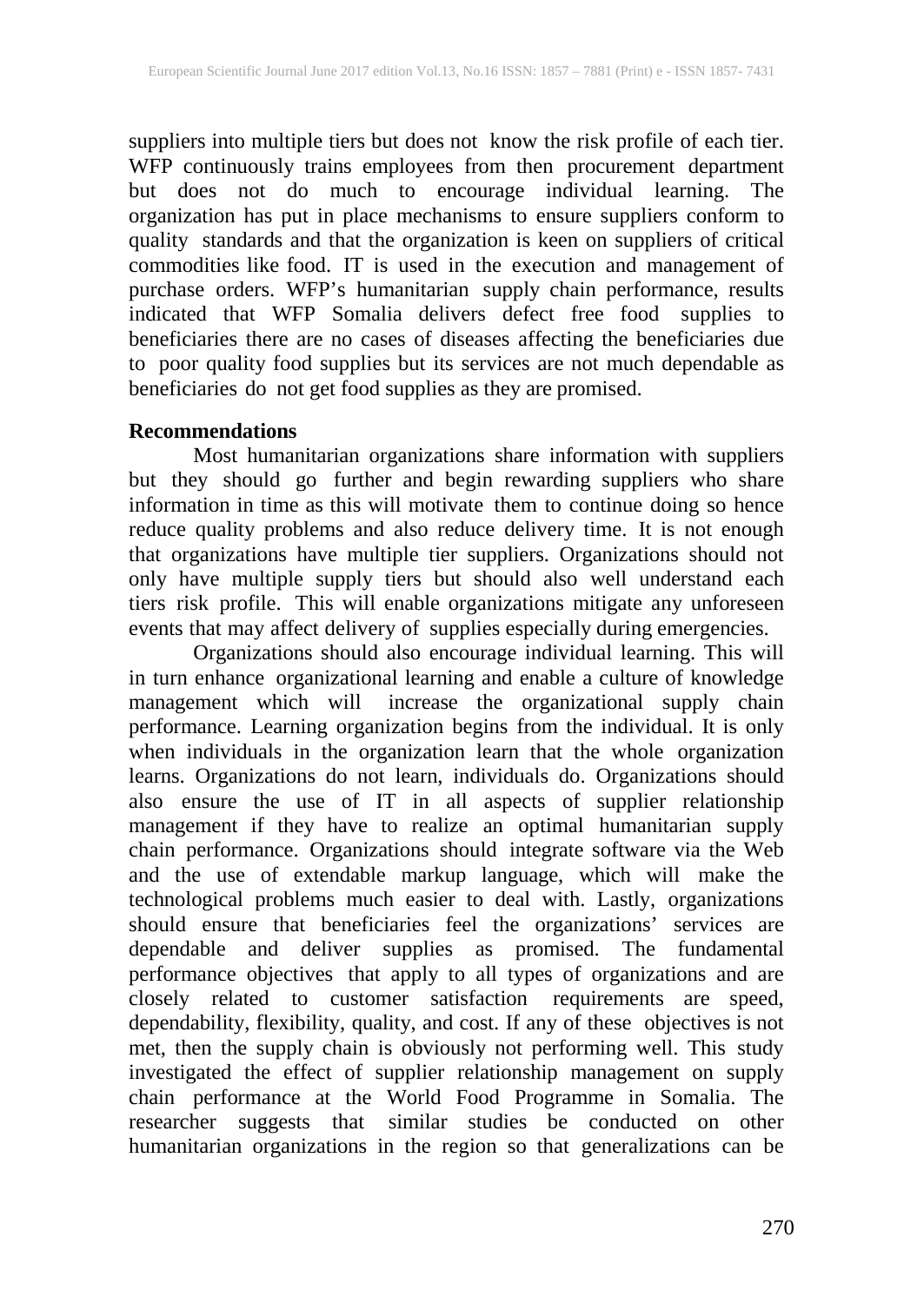suppliers into multiple tiers but does not know the risk profile of each tier. WFP continuously trains employees from then procurement department but does not do much to encourage individual learning. The organization has put in place mechanisms to ensure suppliers conform to quality standards and that the organization is keen on suppliers of critical commodities like food. IT is used in the execution and management of purchase orders. WFP's humanitarian supply chain performance, results indicated that WFP Somalia delivers defect free food supplies to beneficiaries there are no cases of diseases affecting the beneficiaries due to poor quality food supplies but its services are not much dependable as beneficiaries do not get food supplies as they are promised.

**Recommendations**

Most humanitarian organizations share information with suppliers but they should go further and begin rewarding suppliers who share information in time as this will motivate them to continue doing so hence reduce quality problems and also reduce delivery time. It is not enough that organizations have multiple tier suppliers. Organizations should not only have multiple supply tiers but should also well understand each tiers risk profile. This will enable organizations mitigate any unforeseen events that may affect delivery of supplies especially during emergencies.

Organizations should also encourage individual learning. This will in turn enhance organizational learning and enable a culture of knowledge management which will increase the organizational supply chain performance. Learning organization begins from the individual. It is only when individuals in the organization learn that the whole organization learns. Organizations do not learn, individuals do. Organizations should also ensure the use of IT in all aspects of supplier relationship management if they have to realize an optimal humanitarian supply chain performance. Organizations should integrate software via the Web and the use of extendable markup language, which will make the technological problems much easier to deal with. Lastly, organizations should ensure that beneficiaries feel the organizations' services are dependable and deliver supplies as promised. The fundamental performance objectives that apply to all types of organizations and are closely related to customer satisfaction requirements are speed, dependability, flexibility, quality, and cost. If any of these objectives is not met, then the supply chain is obviously not performing well. This study investigated the effect of supplier relationship management on supply chain performance at the World Food Programme in Somalia. The researcher suggests that similar studies be conducted on other humanitarian organizations in the region so that generalizations can be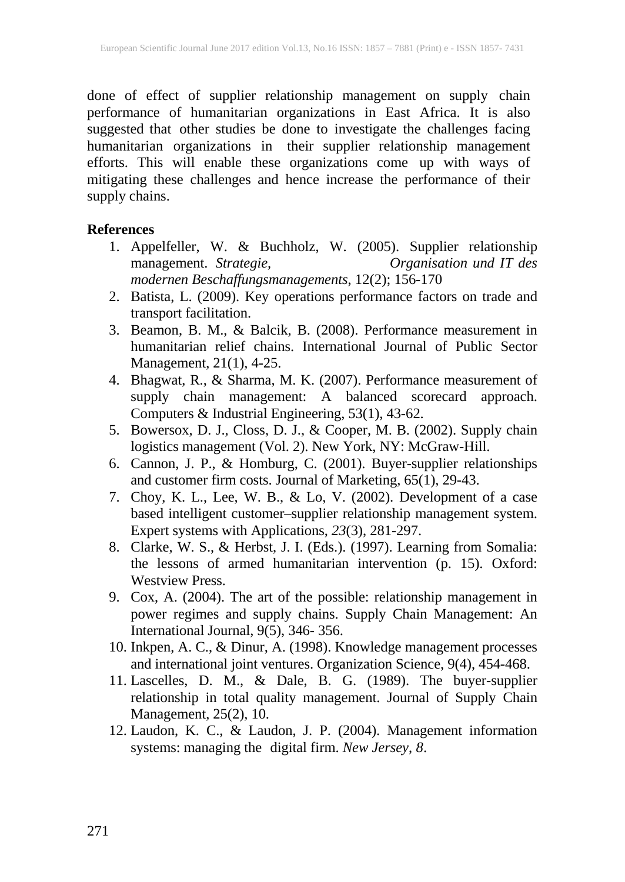done of effect of supplier relationship management on supply chain performance of humanitarian organizations in East Africa. It is also suggested that other studies be done to investigate the challenges facing humanitarian organizations in their supplier relationship management efforts. This will enable these organizations come up with ways of mitigating these challenges and hence increase the performance of their supply chains.

**References**

1. Appelfeller, W. & Buchholz, W. (2005). Supplier relationship management. *Strategie, Organisation und IT des modernen Beschaffungsmanagements*, 12(2); 156-170
2. Batista, L. (2009). Key operations performance factors on trade and transport facilitation.
3. Beamon, B. M., & Balcik, B. (2008). Performance measurement in humanitarian relief chains. International Journal of Public Sector Management, 21(1), 4-25.
4. Bhagwat, R., & Sharma, M. K. (2007). Performance measurement of supply chain management: A balanced scorecard approach. Computers & Industrial Engineering, 53(1), 43-62.
5. Bowersox, D. J., Closs, D. J., & Cooper, M. B. (2002). Supply chain logistics management (Vol. 2). New York, NY: McGraw-Hill.
6. Cannon, J. P., & Homburg, C. (2001). Buyer-supplier relationships and customer firm costs. Journal of Marketing, 65(1), 29-43.
7. Choy, K. L., Lee, W. B., & Lo, V. (2002). Development of a case based intelligent customer–supplier relationship management system. Expert systems with Applications, *23*(3), 281-297.
8. Clarke, W. S., & Herbst, J. I. (Eds.). (1997). Learning from Somalia: the lessons of armed humanitarian intervention (p. 15). Oxford: Westview Press.
9. Cox, A. (2004). The art of the possible: relationship management in power regimes and supply chains. Supply Chain Management: An International Journal, 9(5), 346- 356.
10. Inkpen, A. C., & Dinur, A. (1998). Knowledge management processes and international joint ventures. Organization Science, 9(4), 454-468.
11. Lascelles, D. M., & Dale, B. G. (1989). The buyer-supplier relationship in total quality management. Journal of Supply Chain Management, 25(2), 10.
12. Laudon, K. C., & Laudon, J. P. (2004). Management information systems: managing the digital firm. *New Jersey*, *8*.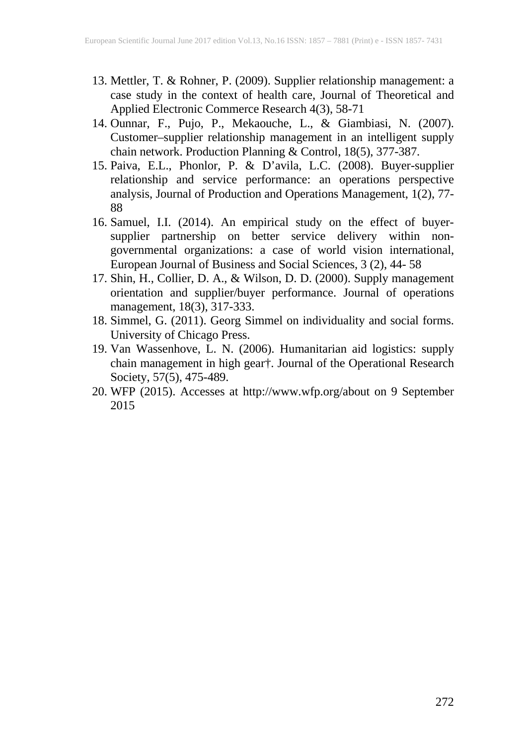13. Mettler, T. & Rohner, P. (2009). Supplier relationship management: a case study in the context of health care, Journal of Theoretical and Applied Electronic Commerce Research 4(3), 58-71
14. Ounnar, F., Pujo, P., Mekaouche, L., & Giambiasi, N. (2007). Customer–supplier relationship management in an intelligent supply chain network. Production Planning & Control, 18(5), 377-387.
15. Paiva, E.L., Phonlor, P. & D'avila, L.C. (2008). Buyer-supplier relationship and service performance: an operations perspective analysis, Journal of Production and Operations Management, 1(2), 77-88
16. Samuel, I.I. (2014). An empirical study on the effect of buyer-supplier partnership on better service delivery within non-governmental organizations: a case of world vision international, European Journal of Business and Social Sciences, 3 (2), 44- 58
17. Shin, H., Collier, D. A., & Wilson, D. D. (2000). Supply management orientation and supplier/buyer performance. Journal of operations management, 18(3), 317-333.
18. Simmel, G. (2011). Georg Simmel on individuality and social forms. University of Chicago Press.
19. Van Wassenhove, L. N. (2006). Humanitarian aid logistics: supply chain management in high gear†. Journal of the Operational Research Society, 57(5), 475-489.
20. WFP (2015). Accesses at http://www.wfp.org/about on 9 September 2015